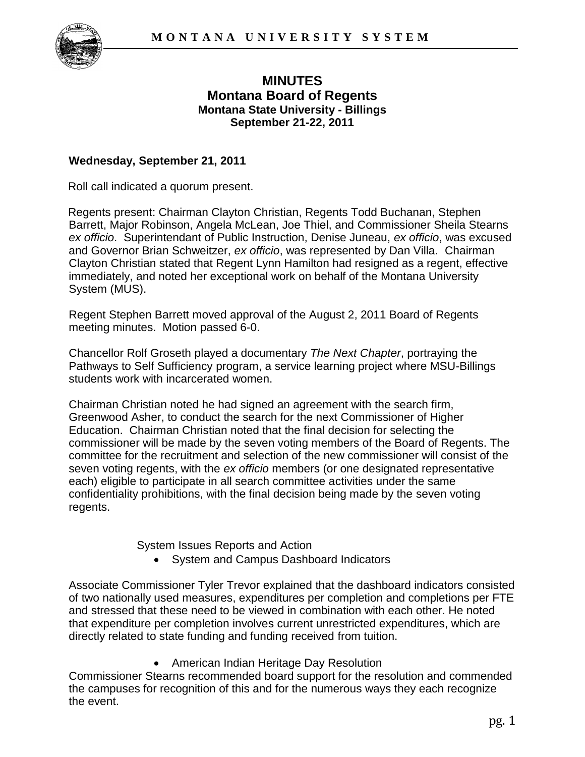# MINUTES
## Montana Board of Regents
### Montana State University - Billings
### September 21-22, 2011

**Wednesday, September 21, 2011**

Roll call indicated a quorum present.

Regents present: Chairman Clayton Christian, Regents Todd Buchanan, Stephen Barrett, Major Robinson, Angela McLean, Joe Thiel, and Commissioner Sheila Stearns *ex officio*. Superintendant of Public Instruction, Denise Juneau, *ex officio*, was excused and Governor Brian Schweitzer, *ex officio*, was represented by Dan Villa. Chairman Clayton Christian stated that Regent Lynn Hamilton had resigned as a regent, effective immediately, and noted her exceptional work on behalf of the Montana University System (MUS).

Regent Stephen Barrett moved approval of the August 2, 2011 Board of Regents meeting minutes. Motion passed 6-0.

Chancellor Rolf Groseth played a documentary *The Next Chapter*, portraying the Pathways to Self Sufficiency program, a service learning project where MSU-Billings students work with incarcerated women.

Chairman Christian noted he had signed an agreement with the search firm, Greenwood Asher, to conduct the search for the next Commissioner of Higher Education. Chairman Christian noted that the final decision for selecting the commissioner will be made by the seven voting members of the Board of Regents. The committee for the recruitment and selection of the new commissioner will consist of the seven voting regents, with the *ex officio* members (or one designated representative each) eligible to participate in all search committee activities under the same confidentiality prohibitions, with the final decision being made by the seven voting regents.

System Issues Reports and Action

- System and Campus Dashboard Indicators

Associate Commissioner Tyler Trevor explained that the dashboard indicators consisted of two nationally used measures, expenditures per completion and completions per FTE and stressed that these need to be viewed in combination with each other. He noted that expenditure per completion involves current unrestricted expenditures, which are directly related to state funding and funding received from tuition.

- American Indian Heritage Day Resolution

Commissioner Stearns recommended board support for the resolution and commended the campuses for recognition of this and for the numerous ways they each recognize the event.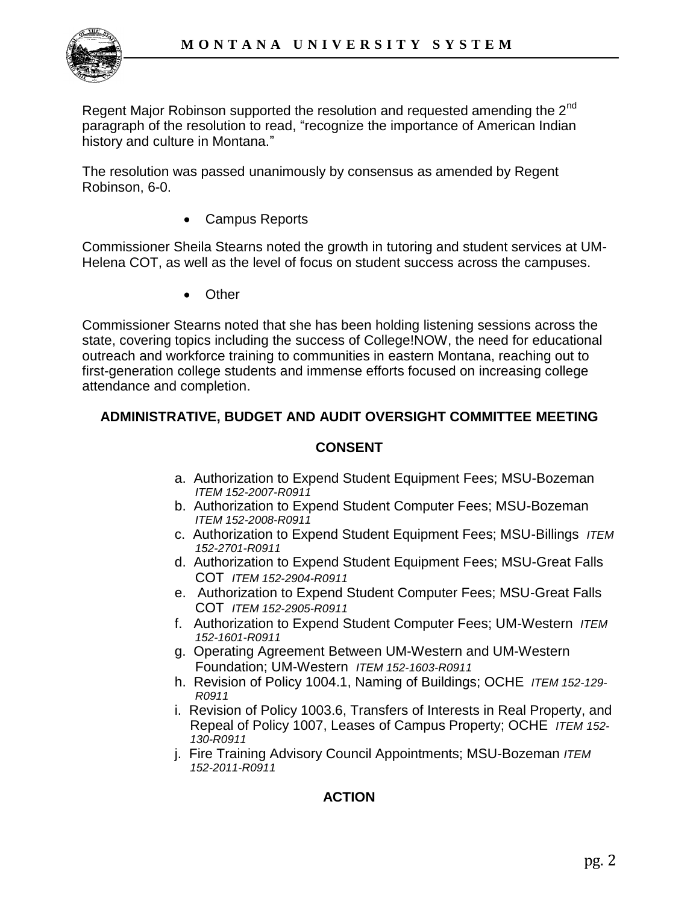Regent Major Robinson supported the resolution and requested amending the 2nd paragraph of the resolution to read, "recognize the importance of American Indian history and culture in Montana."

The resolution was passed unanimously by consensus as amended by Regent Robinson, 6-0.

- Campus Reports

Commissioner Sheila Stearns noted the growth in tutoring and student services at UM-Helena COT, as well as the level of focus on student success across the campuses.

- Other

Commissioner Stearns noted that she has been holding listening sessions across the state, covering topics including the success of College!NOW, the need for educational outreach and workforce training to communities in eastern Montana, reaching out to first-generation college students and immense efforts focused on increasing college attendance and completion.

## ADMINISTRATIVE, BUDGET AND AUDIT OVERSIGHT COMMITTEE MEETING

### CONSENT

a. Authorization to Expend Student Equipment Fees; MSU-Bozeman *ITEM 152-2007-R0911*
b. Authorization to Expend Student Computer Fees; MSU-Bozeman *ITEM 152-2008-R0911*
c. Authorization to Expend Student Equipment Fees; MSU-Billings *ITEM 152-2701-R0911*
d. Authorization to Expend Student Equipment Fees; MSU-Great Falls COT *ITEM 152-2904-R0911*
e. Authorization to Expend Student Computer Fees; MSU-Great Falls COT *ITEM 152-2905-R0911*
f. Authorization to Expend Student Computer Fees; UM-Western *ITEM 152-1601-R0911*
g. Operating Agreement Between UM-Western and UM-Western Foundation; UM-Western *ITEM 152-1603-R0911*
h. Revision of Policy 1004.1, Naming of Buildings; OCHE *ITEM 152-129-R0911*
i. Revision of Policy 1003.6, Transfers of Interests in Real Property, and Repeal of Policy 1007, Leases of Campus Property; OCHE *ITEM 152-130-R0911*
j. Fire Training Advisory Council Appointments; MSU-Bozeman *ITEM 152-2011-R0911*

### ACTION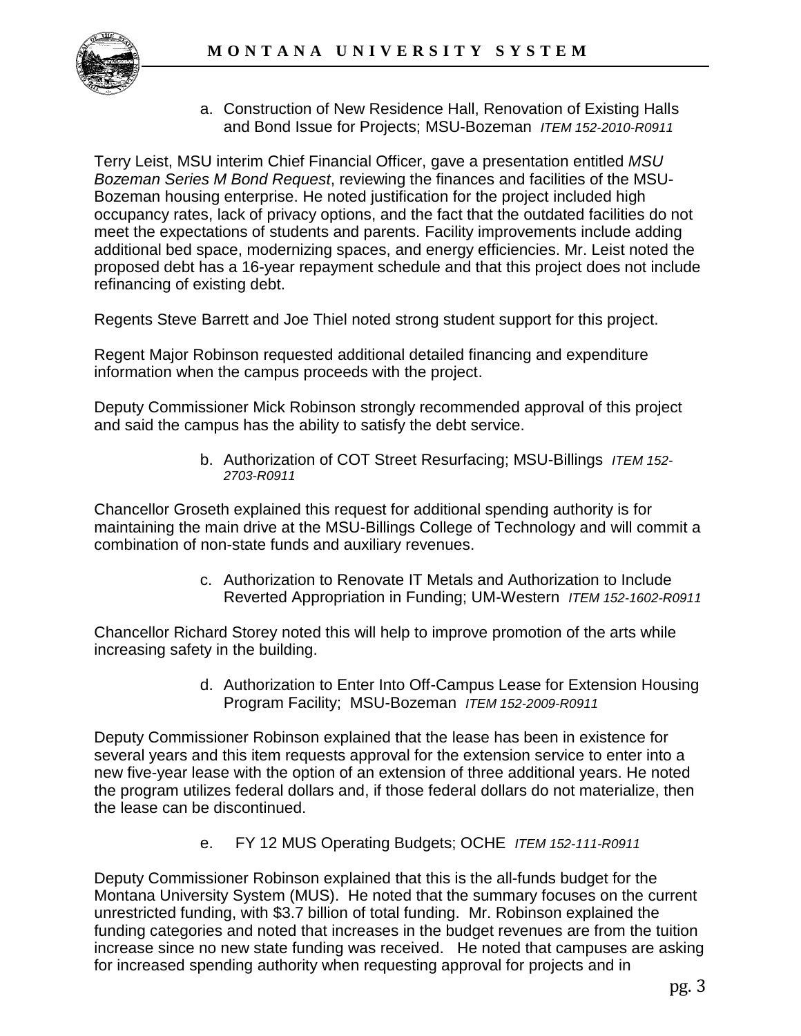a. Construction of New Residence Hall, Renovation of Existing Halls and Bond Issue for Projects; MSU-Bozeman *ITEM 152-2010-R0911*

Terry Leist, MSU interim Chief Financial Officer, gave a presentation entitled *MSU Bozeman Series M Bond Request*, reviewing the finances and facilities of the MSU-Bozeman housing enterprise. He noted justification for the project included high occupancy rates, lack of privacy options, and the fact that the outdated facilities do not meet the expectations of students and parents. Facility improvements include adding additional bed space, modernizing spaces, and energy efficiencies. Mr. Leist noted the proposed debt has a 16-year repayment schedule and that this project does not include refinancing of existing debt.

Regents Steve Barrett and Joe Thiel noted strong student support for this project.

Regent Major Robinson requested additional detailed financing and expenditure information when the campus proceeds with the project.

Deputy Commissioner Mick Robinson strongly recommended approval of this project and said the campus has the ability to satisfy the debt service.

b. Authorization of COT Street Resurfacing; MSU-Billings *ITEM 152-2703-R0911*

Chancellor Groseth explained this request for additional spending authority is for maintaining the main drive at the MSU-Billings College of Technology and will commit a combination of non-state funds and auxiliary revenues.

c. Authorization to Renovate IT Metals and Authorization to Include Reverted Appropriation in Funding; UM-Western *ITEM 152-1602-R0911*

Chancellor Richard Storey noted this will help to improve promotion of the arts while increasing safety in the building.

d. Authorization to Enter Into Off-Campus Lease for Extension Housing Program Facility; MSU-Bozeman *ITEM 152-2009-R0911*

Deputy Commissioner Robinson explained that the lease has been in existence for several years and this item requests approval for the extension service to enter into a new five-year lease with the option of an extension of three additional years. He noted the program utilizes federal dollars and, if those federal dollars do not materialize, then the lease can be discontinued.

e. FY 12 MUS Operating Budgets; OCHE *ITEM 152-111-R0911*

Deputy Commissioner Robinson explained that this is the all-funds budget for the Montana University System (MUS). He noted that the summary focuses on the current unrestricted funding, with $3.7 billion of total funding. Mr. Robinson explained the funding categories and noted that increases in the budget revenues are from the tuition increase since no new state funding was received. He noted that campuses are asking for increased spending authority when requesting approval for projects and in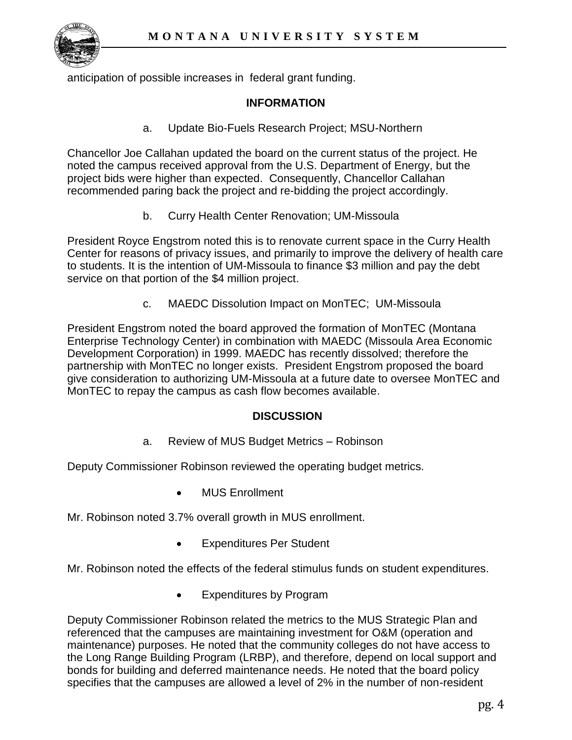anticipation of possible increases in federal grant funding.

## INFORMATION

a. Update Bio-Fuels Research Project; MSU-Northern

Chancellor Joe Callahan updated the board on the current status of the project. He noted the campus received approval from the U.S. Department of Energy, but the project bids were higher than expected. Consequently, Chancellor Callahan recommended paring back the project and re-bidding the project accordingly.

b. Curry Health Center Renovation; UM-Missoula

President Royce Engstrom noted this is to renovate current space in the Curry Health Center for reasons of privacy issues, and primarily to improve the delivery of health care to students. It is the intention of UM-Missoula to finance $3 million and pay the debt service on that portion of the $4 million project.

c. MAEDC Dissolution Impact on MonTEC; UM-Missoula

President Engstrom noted the board approved the formation of MonTEC (Montana Enterprise Technology Center) in combination with MAEDC (Missoula Area Economic Development Corporation) in 1999. MAEDC has recently dissolved; therefore the partnership with MonTEC no longer exists. President Engstrom proposed the board give consideration to authorizing UM-Missoula at a future date to oversee MonTEC and MonTEC to repay the campus as cash flow becomes available.

## DISCUSSION

a. Review of MUS Budget Metrics – Robinson

Deputy Commissioner Robinson reviewed the operating budget metrics.

- MUS Enrollment

Mr. Robinson noted 3.7% overall growth in MUS enrollment.

- Expenditures Per Student

Mr. Robinson noted the effects of the federal stimulus funds on student expenditures.

- Expenditures by Program

Deputy Commissioner Robinson related the metrics to the MUS Strategic Plan and referenced that the campuses are maintaining investment for O&M (operation and maintenance) purposes. He noted that the community colleges do not have access to the Long Range Building Program (LRBP), and therefore, depend on local support and bonds for building and deferred maintenance needs. He noted that the board policy specifies that the campuses are allowed a level of 2% in the number of non-resident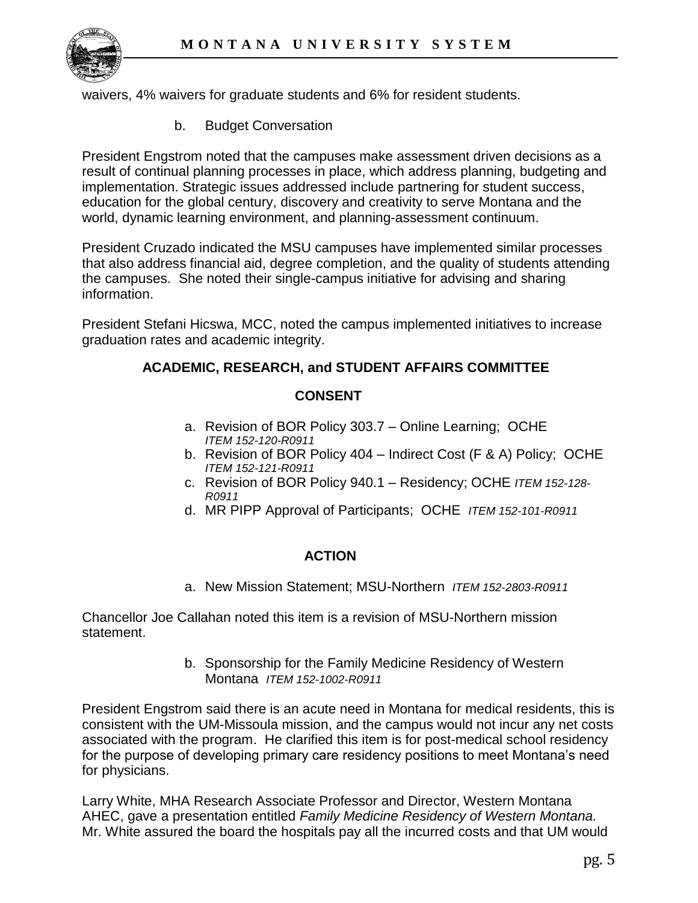waivers, 4% waivers for graduate students and 6% for resident students.

b. Budget Conversation

President Engstrom noted that the campuses make assessment driven decisions as a result of continual planning processes in place, which address planning, budgeting and implementation. Strategic issues addressed include partnering for student success, education for the global century, discovery and creativity to serve Montana and the world, dynamic learning environment, and planning-assessment continuum.

President Cruzado indicated the MSU campuses have implemented similar processes that also address financial aid, degree completion, and the quality of students attending the campuses. She noted their single-campus initiative for advising and sharing information.

President Stefani Hicswa, MCC, noted the campus implemented initiatives to increase graduation rates and academic integrity.

## ACADEMIC, RESEARCH, and STUDENT AFFAIRS COMMITTEE

### CONSENT

a. Revision of BOR Policy 303.7 – Online Learning; OCHE *ITEM 152-120-R0911*
b. Revision of BOR Policy 404 – Indirect Cost (F & A) Policy; OCHE *ITEM 152-121-R0911*
c. Revision of BOR Policy 940.1 – Residency; OCHE *ITEM 152-128-R0911*
d. MR PIPP Approval of Participants; OCHE *ITEM 152-101-R0911*

### ACTION

a. New Mission Statement; MSU-Northern *ITEM 152-2803-R0911*

Chancellor Joe Callahan noted this item is a revision of MSU-Northern mission statement.

b. Sponsorship for the Family Medicine Residency of Western Montana *ITEM 152-1002-R0911*

President Engstrom said there is an acute need in Montana for medical residents, this is consistent with the UM-Missoula mission, and the campus would not incur any net costs associated with the program. He clarified this item is for post-medical school residency for the purpose of developing primary care residency positions to meet Montana's need for physicians.

Larry White, MHA Research Associate Professor and Director, Western Montana AHEC, gave a presentation entitled *Family Medicine Residency of Western Montana.* Mr. White assured the board the hospitals pay all the incurred costs and that UM would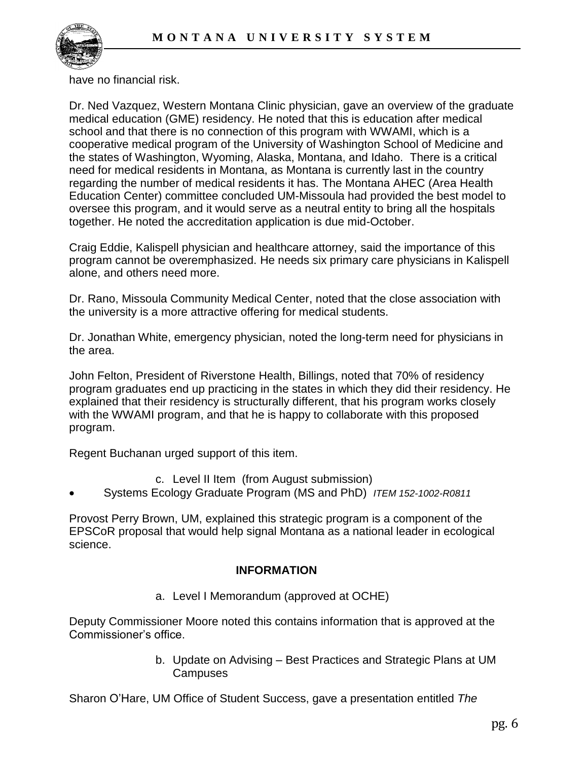have no financial risk.

Dr. Ned Vazquez, Western Montana Clinic physician, gave an overview of the graduate medical education (GME) residency. He noted that this is education after medical school and that there is no connection of this program with WWAMI, which is a cooperative medical program of the University of Washington School of Medicine and the states of Washington, Wyoming, Alaska, Montana, and Idaho. There is a critical need for medical residents in Montana, as Montana is currently last in the country regarding the number of medical residents it has. The Montana AHEC (Area Health Education Center) committee concluded UM-Missoula had provided the best model to oversee this program, and it would serve as a neutral entity to bring all the hospitals together. He noted the accreditation application is due mid-October.

Craig Eddie, Kalispell physician and healthcare attorney, said the importance of this program cannot be overemphasized. He needs six primary care physicians in Kalispell alone, and others need more.

Dr. Rano, Missoula Community Medical Center, noted that the close association with the university is a more attractive offering for medical students.

Dr. Jonathan White, emergency physician, noted the long-term need for physicians in the area.

John Felton, President of Riverstone Health, Billings, noted that 70% of residency program graduates end up practicing in the states in which they did their residency. He explained that their residency is structurally different, that his program works closely with the WWAMI program, and that he is happy to collaborate with this proposed program.

Regent Buchanan urged support of this item.

c. Level II Item (from August submission)

- Systems Ecology Graduate Program (MS and PhD) *ITEM 152-1002-R0811*

Provost Perry Brown, UM, explained this strategic program is a component of the EPSCoR proposal that would help signal Montana as a national leader in ecological science.

**INFORMATION**

a. Level I Memorandum (approved at OCHE)

Deputy Commissioner Moore noted this contains information that is approved at the Commissioner's office.

b. Update on Advising – Best Practices and Strategic Plans at UM Campuses

Sharon O'Hare, UM Office of Student Success, gave a presentation entitled *The*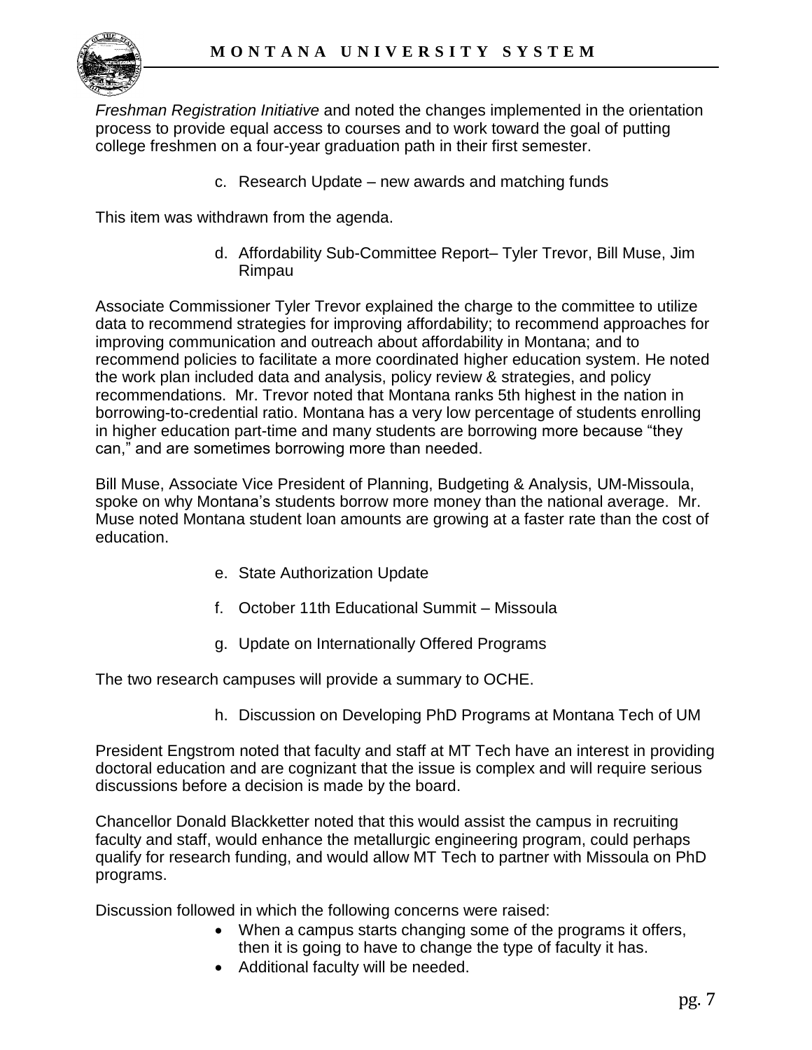*Freshman Registration Initiative* and noted the changes implemented in the orientation process to provide equal access to courses and to work toward the goal of putting college freshmen on a four-year graduation path in their first semester.

c. Research Update – new awards and matching funds

This item was withdrawn from the agenda.

d. Affordability Sub-Committee Report– Tyler Trevor, Bill Muse, Jim Rimpau

Associate Commissioner Tyler Trevor explained the charge to the committee to utilize data to recommend strategies for improving affordability; to recommend approaches for improving communication and outreach about affordability in Montana; and to recommend policies to facilitate a more coordinated higher education system. He noted the work plan included data and analysis, policy review & strategies, and policy recommendations. Mr. Trevor noted that Montana ranks 5th highest in the nation in borrowing-to-credential ratio. Montana has a very low percentage of students enrolling in higher education part-time and many students are borrowing more because "they can," and are sometimes borrowing more than needed.

Bill Muse, Associate Vice President of Planning, Budgeting & Analysis, UM-Missoula, spoke on why Montana's students borrow more money than the national average. Mr. Muse noted Montana student loan amounts are growing at a faster rate than the cost of education.

e. State Authorization Update

f. October 11th Educational Summit – Missoula

g. Update on Internationally Offered Programs

The two research campuses will provide a summary to OCHE.

h. Discussion on Developing PhD Programs at Montana Tech of UM

President Engstrom noted that faculty and staff at MT Tech have an interest in providing doctoral education and are cognizant that the issue is complex and will require serious discussions before a decision is made by the board.

Chancellor Donald Blackketter noted that this would assist the campus in recruiting faculty and staff, would enhance the metallurgic engineering program, could perhaps qualify for research funding, and would allow MT Tech to partner with Missoula on PhD programs.

Discussion followed in which the following concerns were raised:

- When a campus starts changing some of the programs it offers, then it is going to have to change the type of faculty it has.
- Additional faculty will be needed.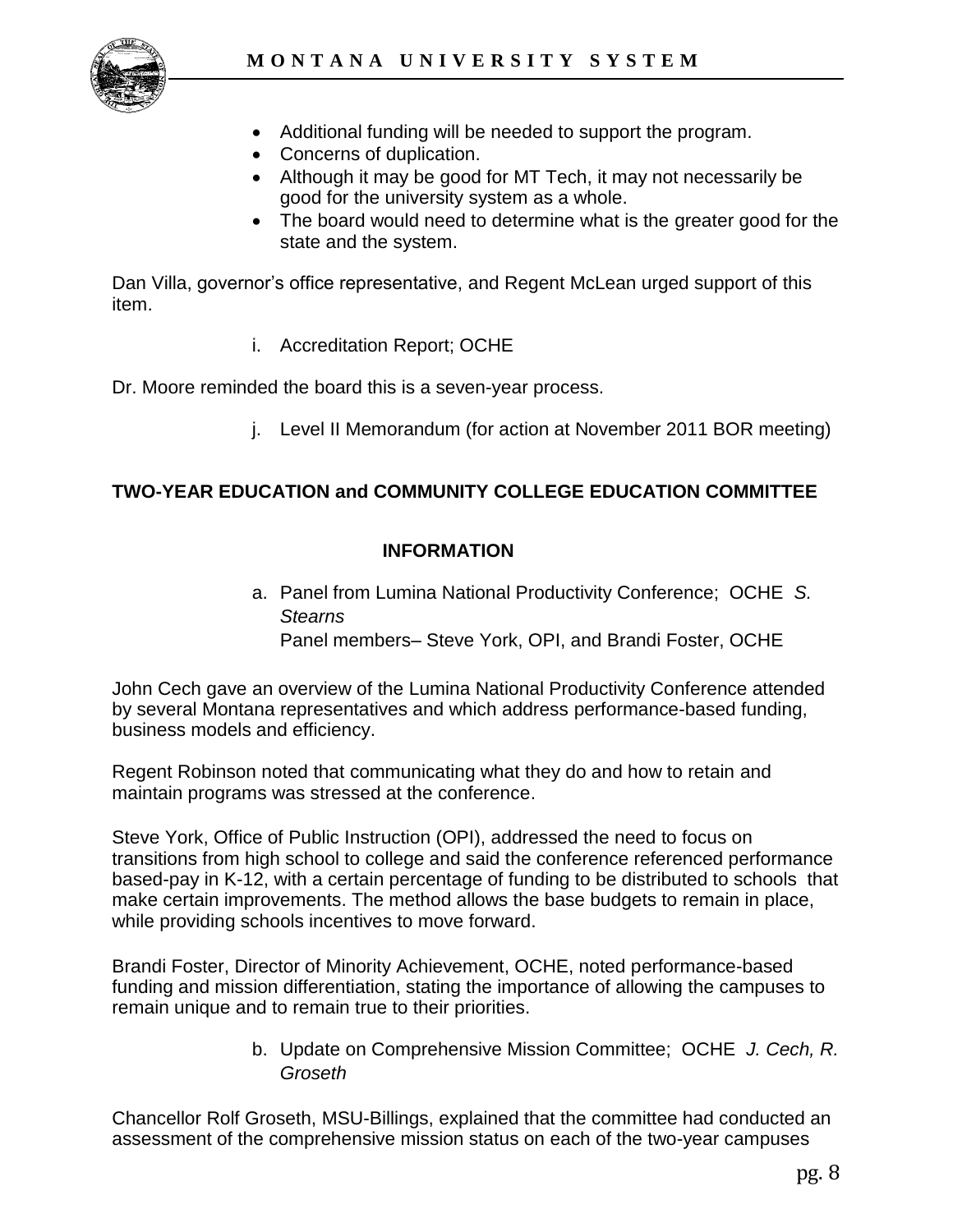- Additional funding will be needed to support the program.
- Concerns of duplication.
- Although it may be good for MT Tech, it may not necessarily be good for the university system as a whole.
- The board would need to determine what is the greater good for the state and the system.

Dan Villa, governor's office representative, and Regent McLean urged support of this item.

i. Accreditation Report; OCHE

Dr. Moore reminded the board this is a seven-year process.

j. Level II Memorandum (for action at November 2011 BOR meeting)

## TWO-YEAR EDUCATION and COMMUNITY COLLEGE EDUCATION COMMITTEE

### INFORMATION

a. Panel from Lumina National Productivity Conference; OCHE *S. Stearns*
   Panel members– Steve York, OPI, and Brandi Foster, OCHE

John Cech gave an overview of the Lumina National Productivity Conference attended by several Montana representatives and which address performance-based funding, business models and efficiency.

Regent Robinson noted that communicating what they do and how to retain and maintain programs was stressed at the conference.

Steve York, Office of Public Instruction (OPI), addressed the need to focus on transitions from high school to college and said the conference referenced performance based-pay in K-12, with a certain percentage of funding to be distributed to schools that make certain improvements. The method allows the base budgets to remain in place, while providing schools incentives to move forward.

Brandi Foster, Director of Minority Achievement, OCHE, noted performance-based funding and mission differentiation, stating the importance of allowing the campuses to remain unique and to remain true to their priorities.

b. Update on Comprehensive Mission Committee; OCHE *J. Cech, R. Groseth*

Chancellor Rolf Groseth, MSU-Billings, explained that the committee had conducted an assessment of the comprehensive mission status on each of the two-year campuses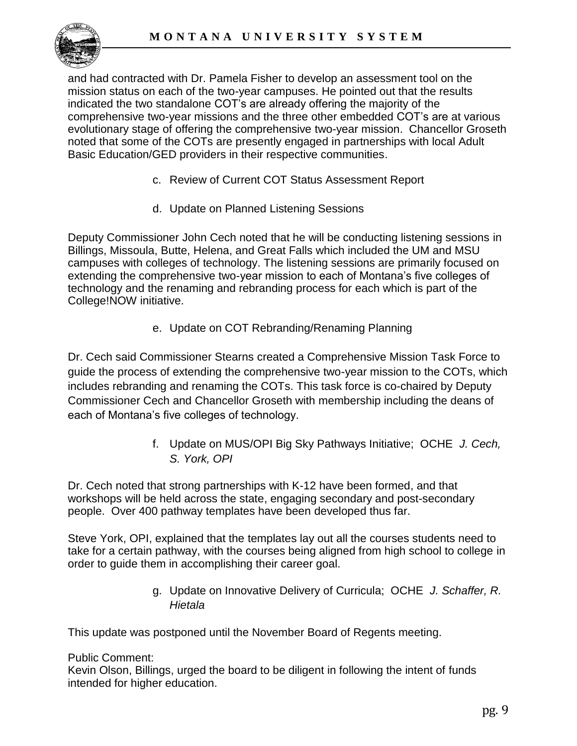and had contracted with Dr. Pamela Fisher to develop an assessment tool on the mission status on each of the two-year campuses. He pointed out that the results indicated the two standalone COT's are already offering the majority of the comprehensive two-year missions and the three other embedded COT's are at various evolutionary stage of offering the comprehensive two-year mission. Chancellor Groseth noted that some of the COTs are presently engaged in partnerships with local Adult Basic Education/GED providers in their respective communities.

c. Review of Current COT Status Assessment Report

d. Update on Planned Listening Sessions

Deputy Commissioner John Cech noted that he will be conducting listening sessions in Billings, Missoula, Butte, Helena, and Great Falls which included the UM and MSU campuses with colleges of technology. The listening sessions are primarily focused on extending the comprehensive two-year mission to each of Montana's five colleges of technology and the renaming and rebranding process for each which is part of the College!NOW initiative.

e. Update on COT Rebranding/Renaming Planning

Dr. Cech said Commissioner Stearns created a Comprehensive Mission Task Force to guide the process of extending the comprehensive two-year mission to the COTs, which includes rebranding and renaming the COTs. This task force is co-chaired by Deputy Commissioner Cech and Chancellor Groseth with membership including the deans of each of Montana's five colleges of technology.

f. Update on MUS/OPI Big Sky Pathways Initiative; OCHE *J. Cech, S. York, OPI*

Dr. Cech noted that strong partnerships with K-12 have been formed, and that workshops will be held across the state, engaging secondary and post-secondary people. Over 400 pathway templates have been developed thus far.

Steve York, OPI, explained that the templates lay out all the courses students need to take for a certain pathway, with the courses being aligned from high school to college in order to guide them in accomplishing their career goal.

g. Update on Innovative Delivery of Curricula; OCHE *J. Schaffer, R. Hietala*

This update was postponed until the November Board of Regents meeting.

Public Comment:
Kevin Olson, Billings, urged the board to be diligent in following the intent of funds intended for higher education.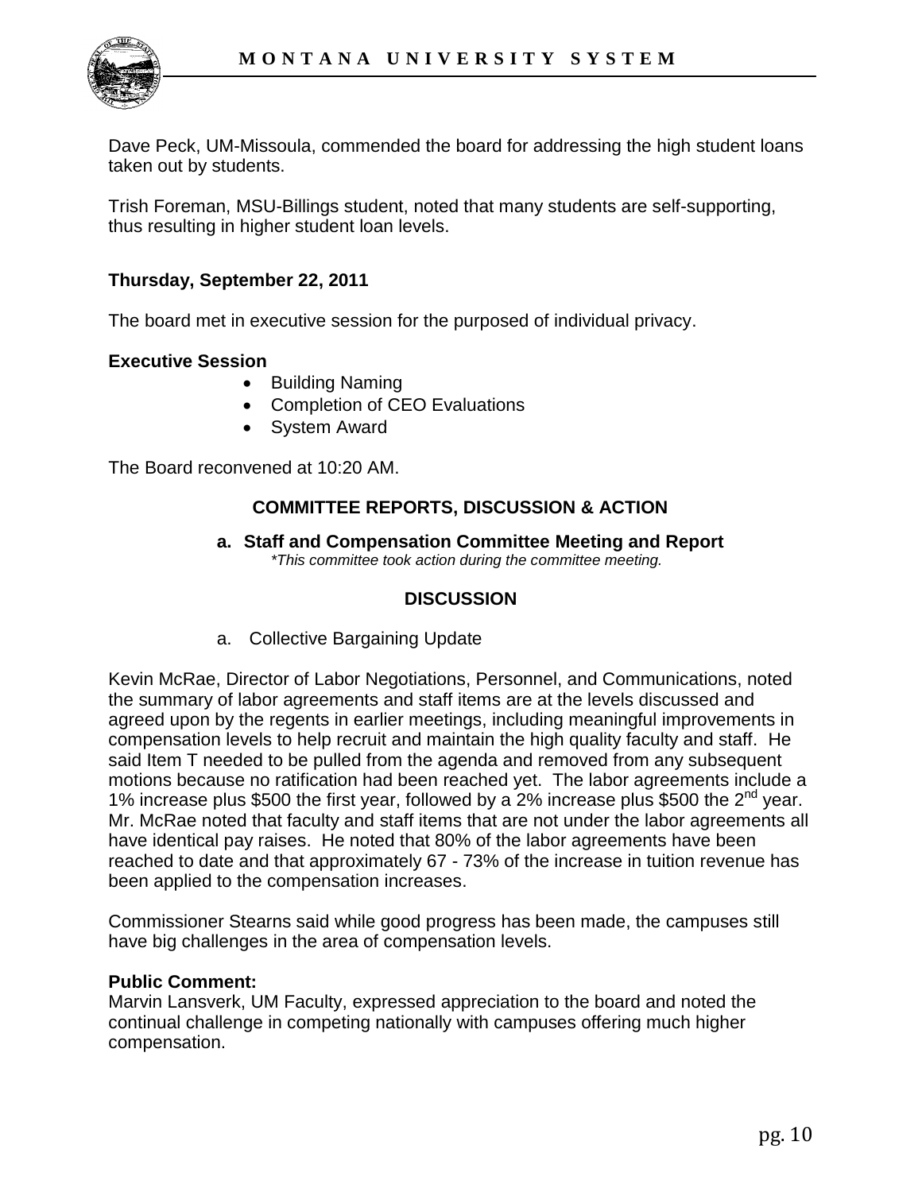Dave Peck, UM-Missoula, commended the board for addressing the high student loans taken out by students.

Trish Foreman, MSU-Billings student, noted that many students are self-supporting, thus resulting in higher student loan levels.

**Thursday, September 22, 2011**

The board met in executive session for the purposed of individual privacy.

**Executive Session**

- Building Naming
- Completion of CEO Evaluations
- System Award

The Board reconvened at 10:20 AM.

## COMMITTEE REPORTS, DISCUSSION & ACTION

**a. Staff and Compensation Committee Meeting and Report**

*\*This committee took action during the committee meeting.*

### DISCUSSION

a. Collective Bargaining Update

Kevin McRae, Director of Labor Negotiations, Personnel, and Communications, noted the summary of labor agreements and staff items are at the levels discussed and agreed upon by the regents in earlier meetings, including meaningful improvements in compensation levels to help recruit and maintain the high quality faculty and staff. He said Item T needed to be pulled from the agenda and removed from any subsequent motions because no ratification had been reached yet. The labor agreements include a 1% increase plus $500 the first year, followed by a 2% increase plus $500 the 2nd year. Mr. McRae noted that faculty and staff items that are not under the labor agreements all have identical pay raises. He noted that 80% of the labor agreements have been reached to date and that approximately 67 - 73% of the increase in tuition revenue has been applied to the compensation increases.

Commissioner Stearns said while good progress has been made, the campuses still have big challenges in the area of compensation levels.

**Public Comment:**

Marvin Lansverk, UM Faculty, expressed appreciation to the board and noted the continual challenge in competing nationally with campuses offering much higher compensation.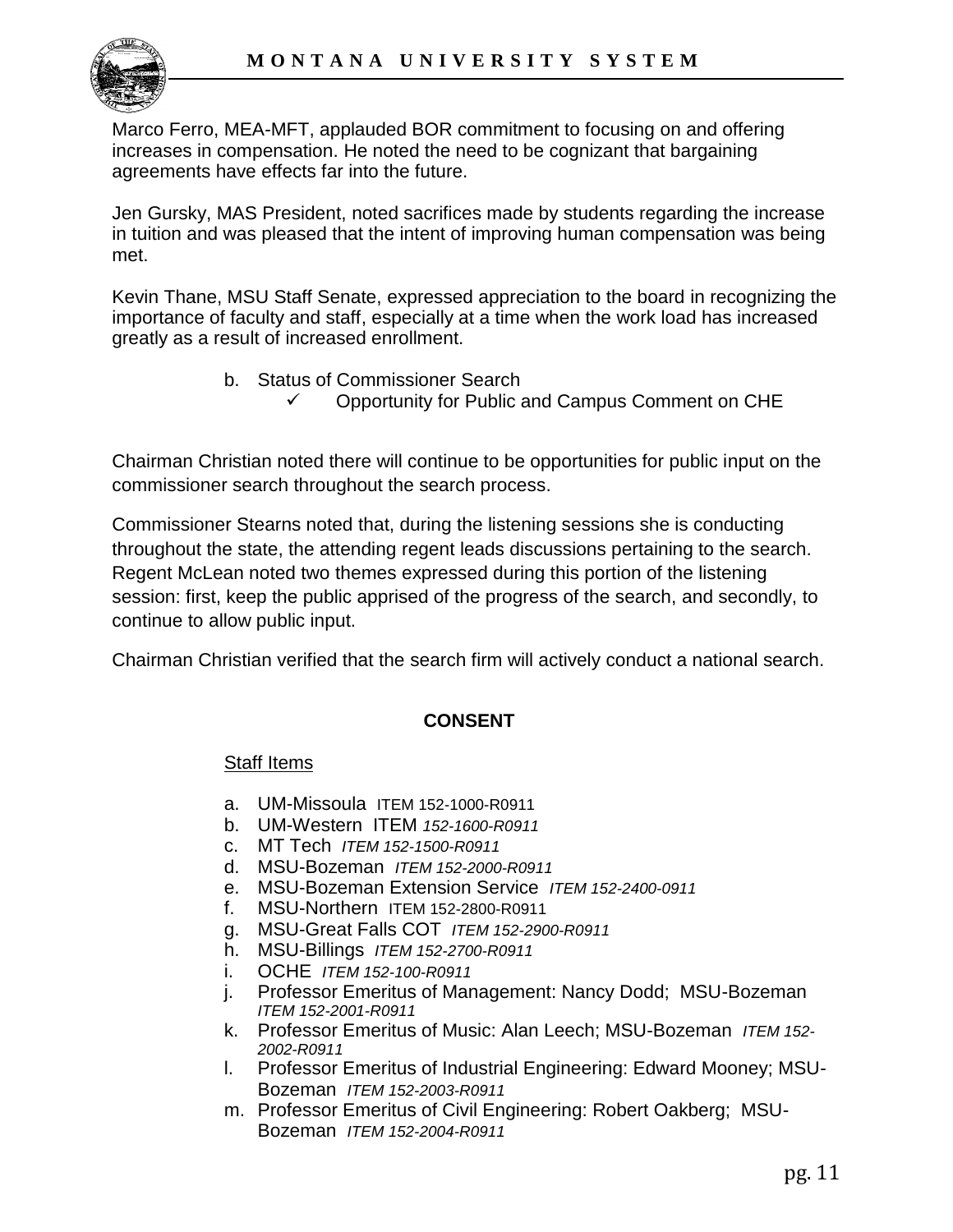Marco Ferro, MEA-MFT, applauded BOR commitment to focusing on and offering increases in compensation. He noted the need to be cognizant that bargaining agreements have effects far into the future.

Jen Gursky, MAS President, noted sacrifices made by students regarding the increase in tuition and was pleased that the intent of improving human compensation was being met.

Kevin Thane, MSU Staff Senate, expressed appreciation to the board in recognizing the importance of faculty and staff, especially at a time when the work load has increased greatly as a result of increased enrollment.

b. Status of Commissioner Search
   - ✓ Opportunity for Public and Campus Comment on CHE

Chairman Christian noted there will continue to be opportunities for public input on the commissioner search throughout the search process.

Commissioner Stearns noted that, during the listening sessions she is conducting throughout the state, the attending regent leads discussions pertaining to the search. Regent McLean noted two themes expressed during this portion of the listening session: first, keep the public apprised of the progress of the search, and secondly, to continue to allow public input.

Chairman Christian verified that the search firm will actively conduct a national search.

## CONSENT

Staff Items

a. UM-Missoula ITEM 152-1000-R0911
b. UM-Western ITEM *152-1600-R0911*
c. MT Tech *ITEM 152-1500-R0911*
d. MSU-Bozeman *ITEM 152-2000-R0911*
e. MSU-Bozeman Extension Service *ITEM 152-2400-0911*
f. MSU-Northern ITEM 152-2800-R0911
g. MSU-Great Falls COT *ITEM 152-2900-R0911*
h. MSU-Billings *ITEM 152-2700-R0911*
i. OCHE *ITEM 152-100-R0911*
j. Professor Emeritus of Management: Nancy Dodd; MSU-Bozeman *ITEM 152-2001-R0911*
k. Professor Emeritus of Music: Alan Leech; MSU-Bozeman *ITEM 152-2002-R0911*
l. Professor Emeritus of Industrial Engineering: Edward Mooney; MSU-Bozeman *ITEM 152-2003-R0911*
m. Professor Emeritus of Civil Engineering: Robert Oakberg; MSU-Bozeman *ITEM 152-2004-R0911*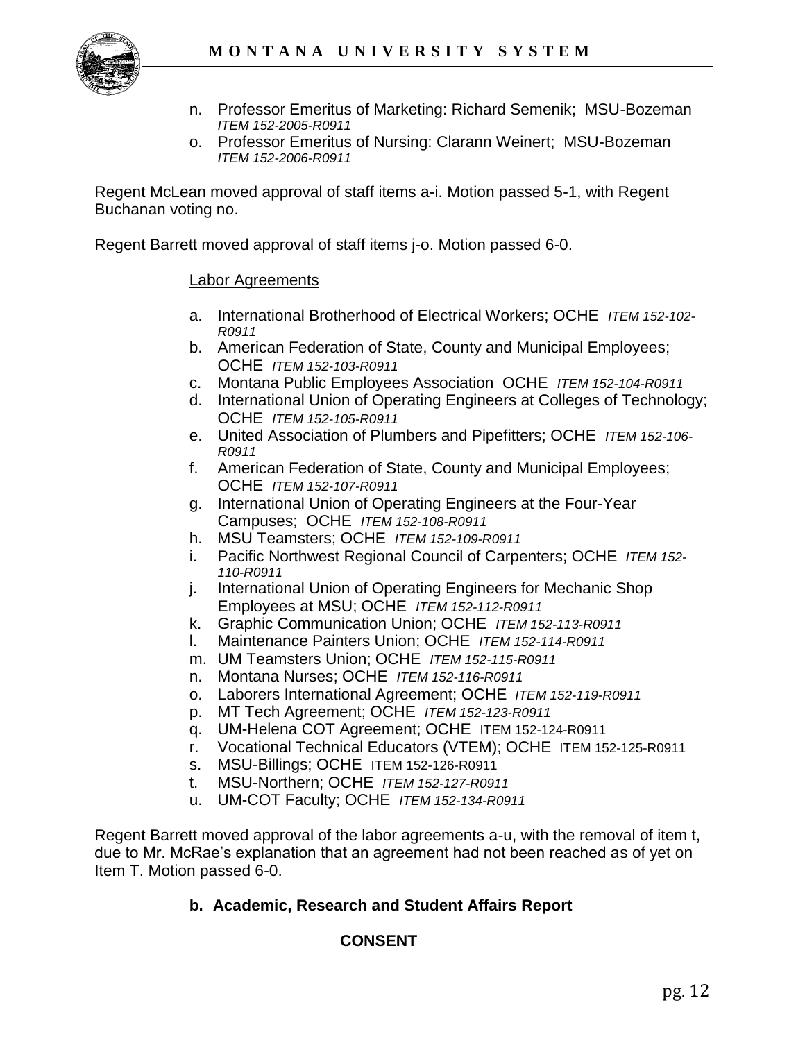n. Professor Emeritus of Marketing: Richard Semenik; MSU-Bozeman *ITEM 152-2005-R0911*
o. Professor Emeritus of Nursing: Clarann Weinert; MSU-Bozeman *ITEM 152-2006-R0911*

Regent McLean moved approval of staff items a-i. Motion passed 5-1, with Regent Buchanan voting no.

Regent Barrett moved approval of staff items j-o. Motion passed 6-0.

<u>Labor Agreements</u>

a. International Brotherhood of Electrical Workers; OCHE *ITEM 152-102-R0911*
b. American Federation of State, County and Municipal Employees; OCHE *ITEM 152-103-R0911*
c. Montana Public Employees Association OCHE *ITEM 152-104-R0911*
d. International Union of Operating Engineers at Colleges of Technology; OCHE *ITEM 152-105-R0911*
e. United Association of Plumbers and Pipefitters; OCHE *ITEM 152-106-R0911*
f. American Federation of State, County and Municipal Employees; OCHE *ITEM 152-107-R0911*
g. International Union of Operating Engineers at the Four-Year Campuses; OCHE *ITEM 152-108-R0911*
h. MSU Teamsters; OCHE *ITEM 152-109-R0911*
i. Pacific Northwest Regional Council of Carpenters; OCHE *ITEM 152-110-R0911*
j. International Union of Operating Engineers for Mechanic Shop Employees at MSU; OCHE *ITEM 152-112-R0911*
k. Graphic Communication Union; OCHE *ITEM 152-113-R0911*
l. Maintenance Painters Union; OCHE *ITEM 152-114-R0911*
m. UM Teamsters Union; OCHE *ITEM 152-115-R0911*
n. Montana Nurses; OCHE *ITEM 152-116-R0911*
o. Laborers International Agreement; OCHE *ITEM 152-119-R0911*
p. MT Tech Agreement; OCHE *ITEM 152-123-R0911*
q. UM-Helena COT Agreement; OCHE ITEM 152-124-R0911
r. Vocational Technical Educators (VTEM); OCHE ITEM 152-125-R0911
s. MSU-Billings; OCHE ITEM 152-126-R0911
t. MSU-Northern; OCHE *ITEM 152-127-R0911*
u. UM-COT Faculty; OCHE *ITEM 152-134-R0911*

Regent Barrett moved approval of the labor agreements a-u, with the removal of item t, due to Mr. McRae's explanation that an agreement had not been reached as of yet on Item T. Motion passed 6-0.

**b. Academic, Research and Student Affairs Report**

**CONSENT**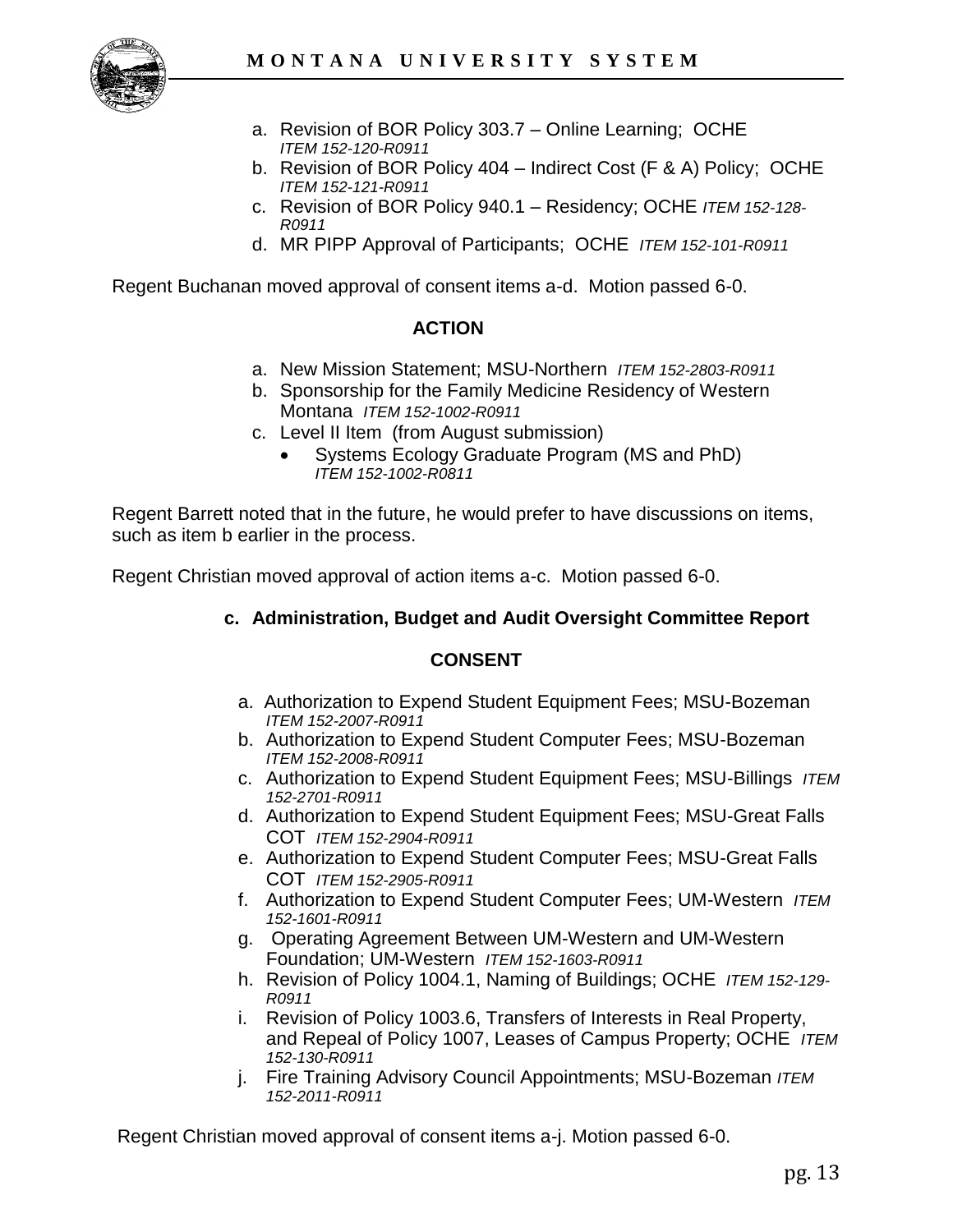a. Revision of BOR Policy 303.7 – Online Learning; OCHE *ITEM 152-120-R0911*
b. Revision of BOR Policy 404 – Indirect Cost (F & A) Policy; OCHE *ITEM 152-121-R0911*
c. Revision of BOR Policy 940.1 – Residency; OCHE *ITEM 152-128-R0911*
d. MR PIPP Approval of Participants; OCHE *ITEM 152-101-R0911*

Regent Buchanan moved approval of consent items a-d. Motion passed 6-0.

**ACTION**

a. New Mission Statement; MSU-Northern *ITEM 152-2803-R0911*
b. Sponsorship for the Family Medicine Residency of Western Montana *ITEM 152-1002-R0911*
c. Level II Item (from August submission)
   - Systems Ecology Graduate Program (MS and PhD) *ITEM 152-1002-R0811*

Regent Barrett noted that in the future, he would prefer to have discussions on items, such as item b earlier in the process.

Regent Christian moved approval of action items a-c. Motion passed 6-0.

**c. Administration, Budget and Audit Oversight Committee Report**

**CONSENT**

a. Authorization to Expend Student Equipment Fees; MSU-Bozeman *ITEM 152-2007-R0911*
b. Authorization to Expend Student Computer Fees; MSU-Bozeman *ITEM 152-2008-R0911*
c. Authorization to Expend Student Equipment Fees; MSU-Billings *ITEM 152-2701-R0911*
d. Authorization to Expend Student Equipment Fees; MSU-Great Falls COT *ITEM 152-2904-R0911*
e. Authorization to Expend Student Computer Fees; MSU-Great Falls COT *ITEM 152-2905-R0911*
f. Authorization to Expend Student Computer Fees; UM-Western *ITEM 152-1601-R0911*
g. Operating Agreement Between UM-Western and UM-Western Foundation; UM-Western *ITEM 152-1603-R0911*
h. Revision of Policy 1004.1, Naming of Buildings; OCHE *ITEM 152-129-R0911*
i. Revision of Policy 1003.6, Transfers of Interests in Real Property, and Repeal of Policy 1007, Leases of Campus Property; OCHE *ITEM 152-130-R0911*
j. Fire Training Advisory Council Appointments; MSU-Bozeman *ITEM 152-2011-R0911*

Regent Christian moved approval of consent items a-j. Motion passed 6-0.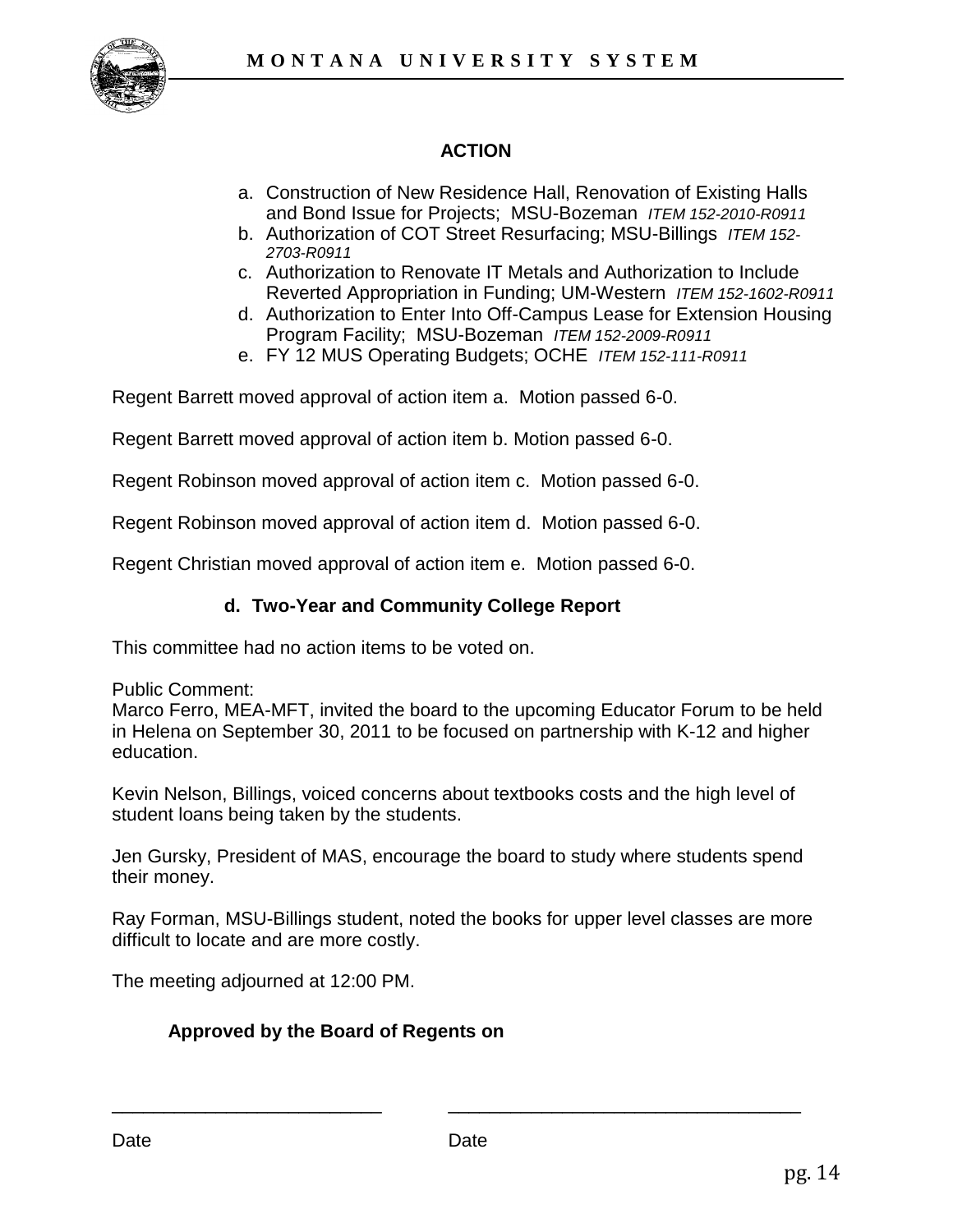**ACTION**

a. Construction of New Residence Hall, Renovation of Existing Halls and Bond Issue for Projects; MSU-Bozeman *ITEM 152-2010-R0911*
b. Authorization of COT Street Resurfacing; MSU-Billings *ITEM 152-2703-R0911*
c. Authorization to Renovate IT Metals and Authorization to Include Reverted Appropriation in Funding; UM-Western *ITEM 152-1602-R0911*
d. Authorization to Enter Into Off-Campus Lease for Extension Housing Program Facility; MSU-Bozeman *ITEM 152-2009-R0911*
e. FY 12 MUS Operating Budgets; OCHE *ITEM 152-111-R0911*

Regent Barrett moved approval of action item a. Motion passed 6-0.

Regent Barrett moved approval of action item b. Motion passed 6-0.

Regent Robinson moved approval of action item c. Motion passed 6-0.

Regent Robinson moved approval of action item d. Motion passed 6-0.

Regent Christian moved approval of action item e. Motion passed 6-0.

**d. Two-Year and Community College Report**

This committee had no action items to be voted on.

Public Comment:
Marco Ferro, MEA-MFT, invited the board to the upcoming Educator Forum to be held in Helena on September 30, 2011 to be focused on partnership with K-12 and higher education.

Kevin Nelson, Billings, voiced concerns about textbooks costs and the high level of student loans being taken by the students.

Jen Gursky, President of MAS, encourage the board to study where students spend their money.

Ray Forman, MSU-Billings student, noted the books for upper level classes are more difficult to locate and are more costly.

The meeting adjourned at 12:00 PM.

**Approved by the Board of Regents on**

___________________________ ___________________________________

Date Date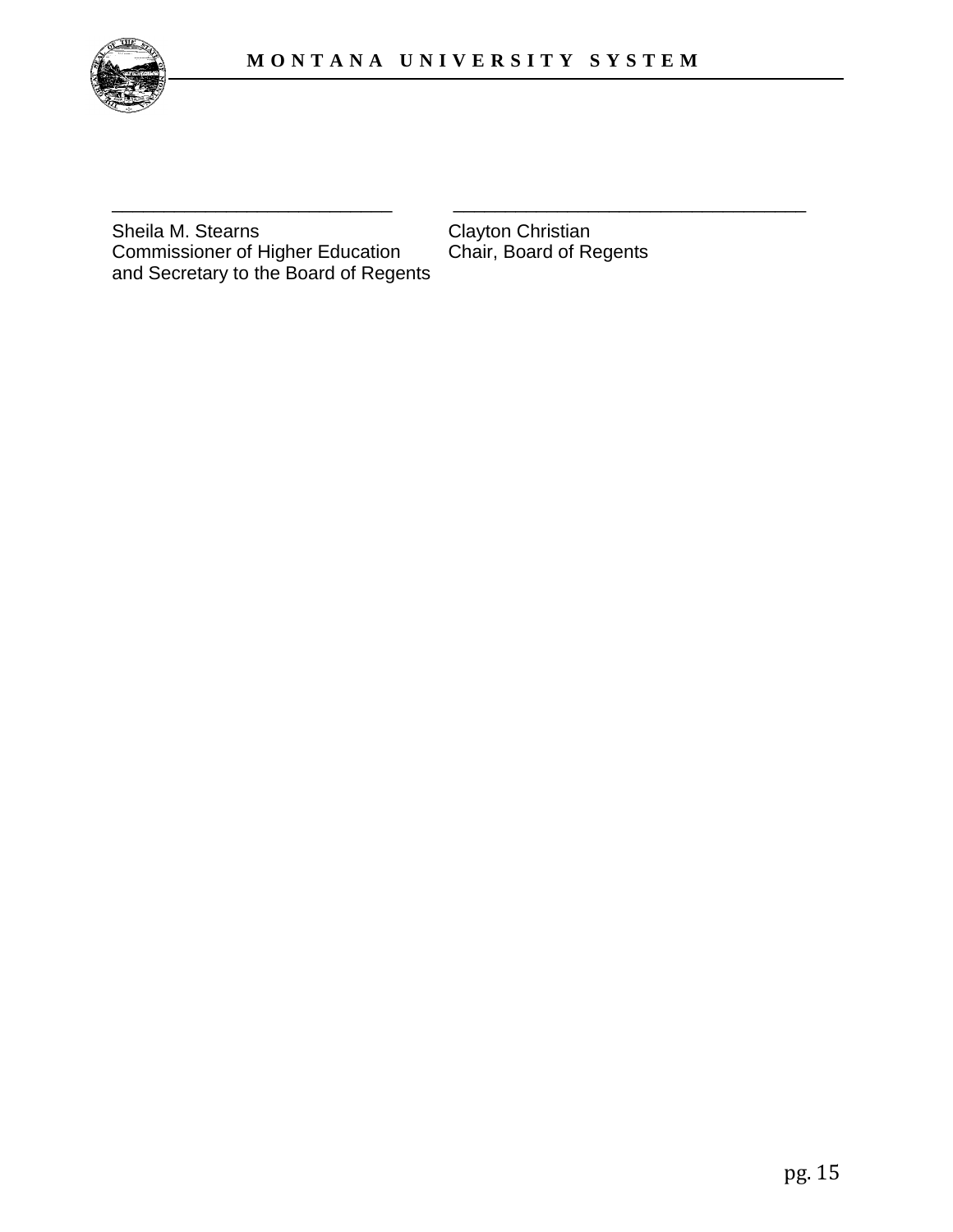\_\_\_\_\_\_\_\_\_\_\_\_\_\_\_\_\_\_\_\_\_\_\_\_\_\_\_\_ \_\_\_\_\_\_\_\_\_\_\_\_\_\_\_\_\_\_\_\_\_\_\_\_\_\_\_\_\_\_\_\_\_\_\_

| | |
|---|---|
| Sheila M. Stearns<br>Commissioner of Higher Education<br>and Secretary to the Board of Regents | Clayton Christian<br>Chair, Board of Regents |